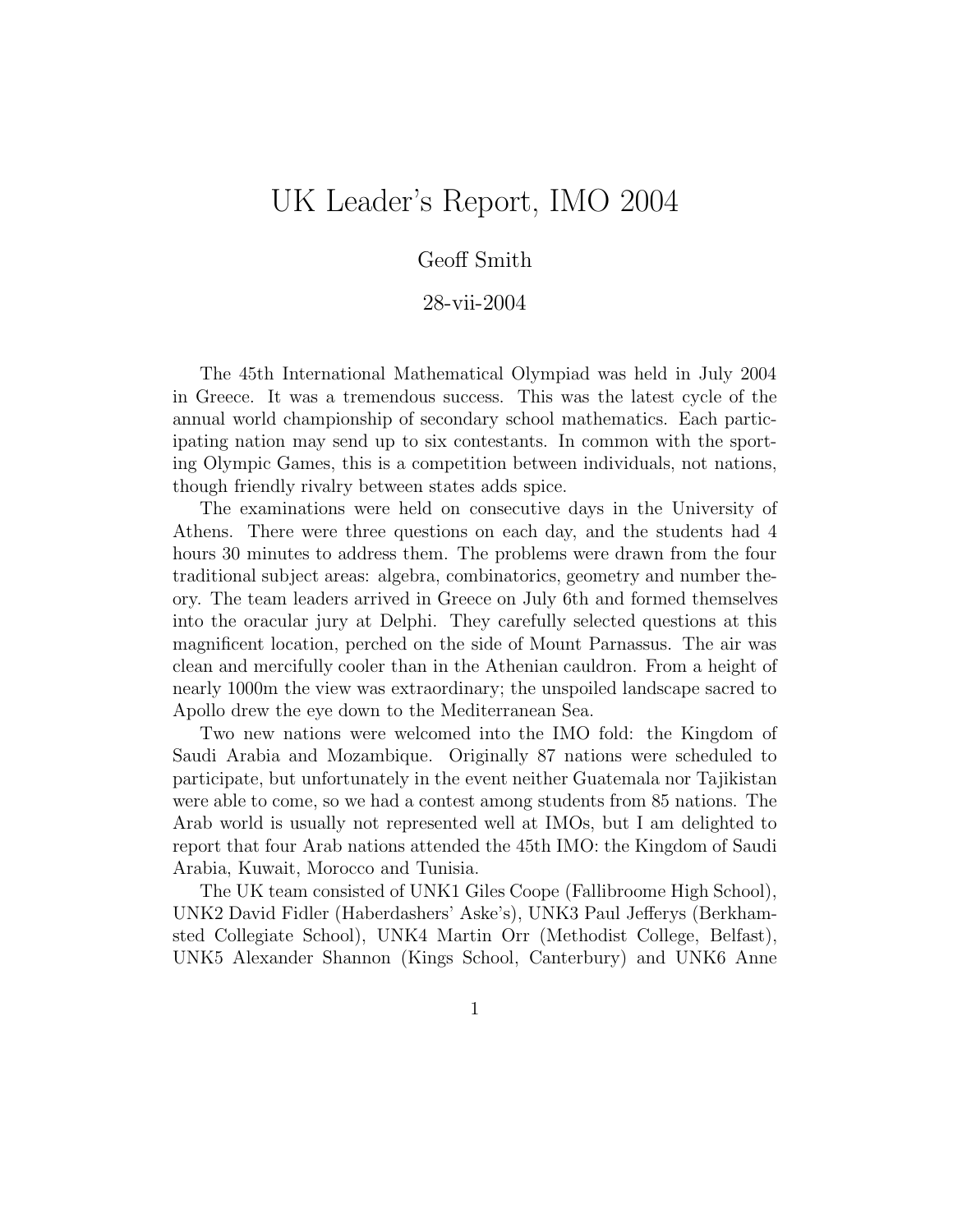# UK Leader's Report, IMO 2004

Geoff Smith

28-vii-2004

The 45th International Mathematical Olympiad was held in July 2004 in Greece. It was a tremendous success. This was the latest cycle of the annual world championship of secondary school mathematics. Each participating nation may send up to six contestants. In common with the sporting Olympic Games, this is a competition between individuals, not nations, though friendly rivalry between states adds spice.

The examinations were held on consecutive days in the University of Athens. There were three questions on each day, and the students had 4 hours 30 minutes to address them. The problems were drawn from the four traditional subject areas: algebra, combinatorics, geometry and number theory. The team leaders arrived in Greece on July 6th and formed themselves into the oracular jury at Delphi. They carefully selected questions at this magnificent location, perched on the side of Mount Parnassus. The air was clean and mercifully cooler than in the Athenian cauldron. From a height of nearly 1000m the view was extraordinary; the unspoiled landscape sacred to Apollo drew the eye down to the Mediterranean Sea.

Two new nations were welcomed into the IMO fold: the Kingdom of Saudi Arabia and Mozambique. Originally 87 nations were scheduled to participate, but unfortunately in the event neither Guatemala nor Tajikistan were able to come, so we had a contest among students from 85 nations. The Arab world is usually not represented well at IMOs, but I am delighted to report that four Arab nations attended the 45th IMO: the Kingdom of Saudi Arabia, Kuwait, Morocco and Tunisia.

The UK team consisted of UNK1 Giles Coope (Fallibroome High School), UNK2 David Fidler (Haberdashers' Aske's), UNK3 Paul Jefferys (Berkhamsted Collegiate School), UNK4 Martin Orr (Methodist College, Belfast), UNK5 Alexander Shannon (Kings School, Canterbury) and UNK6 Anne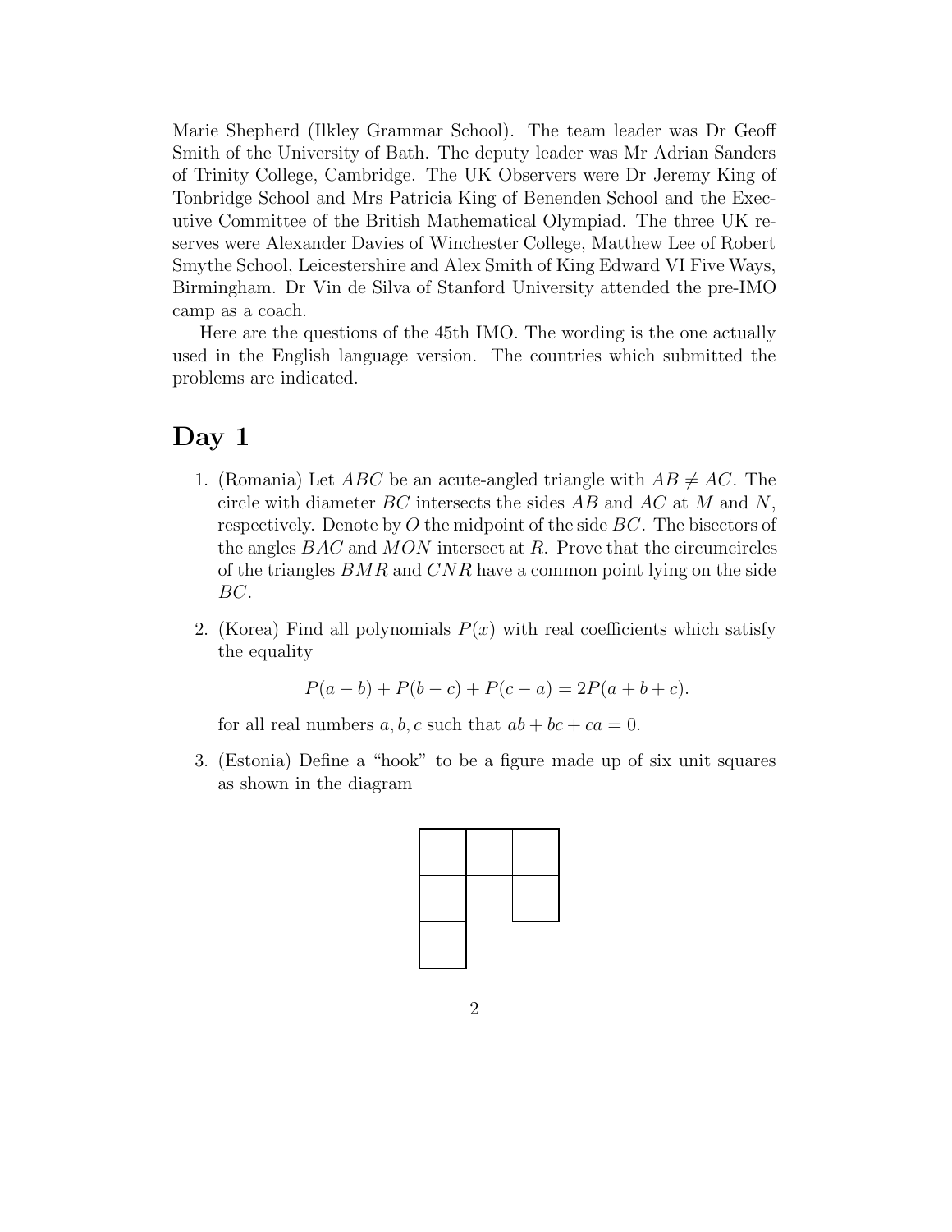Marie Shepherd (Ilkley Grammar School). The team leader was Dr Geoff Smith of the University of Bath. The deputy leader was Mr Adrian Sanders of Trinity College, Cambridge. The UK Observers were Dr Jeremy King of Tonbridge School and Mrs Patricia King of Benenden School and the Executive Committee of the British Mathematical Olympiad. The three UK reserves were Alexander Davies of Winchester College, Matthew Lee of Robert Smythe School, Leicestershire and Alex Smith of King Edward VI Five Ways, Birmingham. Dr Vin de Silva of Stanford University attended the pre-IMO camp as a coach.

Here are the questions of the 45th IMO. The wording is the one actually used in the English language version. The countries which submitted the problems are indicated.

# Day 1

1. (Romania) Let $ABC$ be an acute-angled triangle with $AB \neq AC$. The circle with diameter $BC$ intersects the sides $AB$ and $AC$ at $M$ and $N$, respectively. Denote by $O$ the midpoint of the side $BC$. The bisectors of the angles $BAC$ and $MON$ intersect at $R$. Prove that the circumcircles of the triangles $BMR$ and $CNR$ have a common point lying on the side $BC$.

2. (Korea) Find all polynomials $P(x)$ with real coefficients which satisfy the equality

$$P(a-b) + P(b-c) + P(c-a) = 2P(a+b+c).$$

for all real numbers $a, b, c$ such that $ab + bc + ca = 0$.

3. (Estonia) Define a "hook" to be a figure made up of six unit squares as shown in the diagram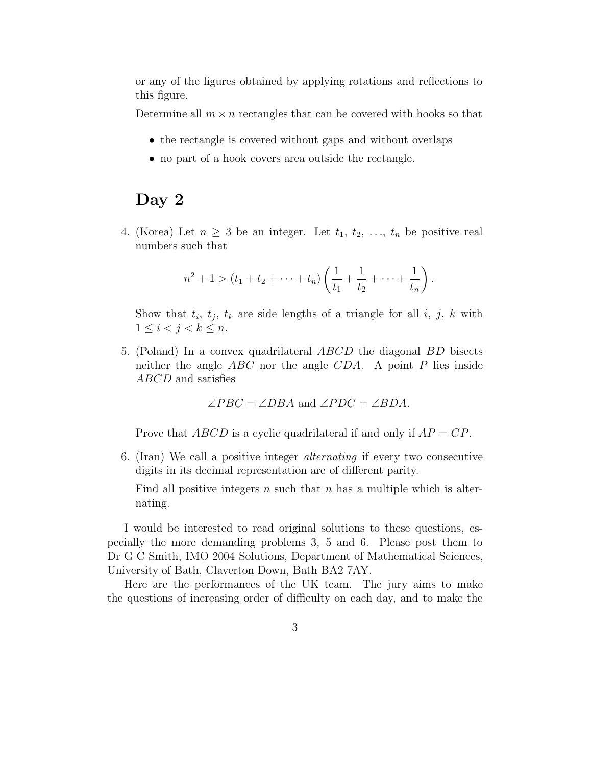or any of the figures obtained by applying rotations and reflections to this figure.

Determine all $m \times n$ rectangles that can be covered with hooks so that

- the rectangle is covered without gaps and without overlaps
- no part of a hook covers area outside the rectangle.

## Day 2

4. (Korea) Let $n \geq 3$ be an integer. Let $t_1, t_2, \ldots, t_n$ be positive real numbers such that

$$n^2 + 1 > (t_1 + t_2 + \cdots + t_n)\left(\frac{1}{t_1} + \frac{1}{t_2} + \cdots + \frac{1}{t_n}\right).$$

Show that $t_i$, $t_j$, $t_k$ are side lengths of a triangle for all $i$, $j$, $k$ with $1 \leq i < j < k \leq n$.

5. (Poland) In a convex quadrilateral $ABCD$ the diagonal $BD$ bisects neither the angle $ABC$ nor the angle $CDA$. A point $P$ lies inside $ABCD$ and satisfies

$$\angle PBC = \angle DBA \text{ and } \angle PDC = \angle BDA.$$

Prove that $ABCD$ is a cyclic quadrilateral if and only if $AP = CP$.

6. (Iran) We call a positive integer *alternating* if every two consecutive digits in its decimal representation are of different parity.

Find all positive integers $n$ such that $n$ has a multiple which is alternating.

I would be interested to read original solutions to these questions, especially the more demanding problems 3, 5 and 6. Please post them to Dr G C Smith, IMO 2004 Solutions, Department of Mathematical Sciences, University of Bath, Claverton Down, Bath BA2 7AY.

Here are the performances of the UK team. The jury aims to make the questions of increasing order of difficulty on each day, and to make the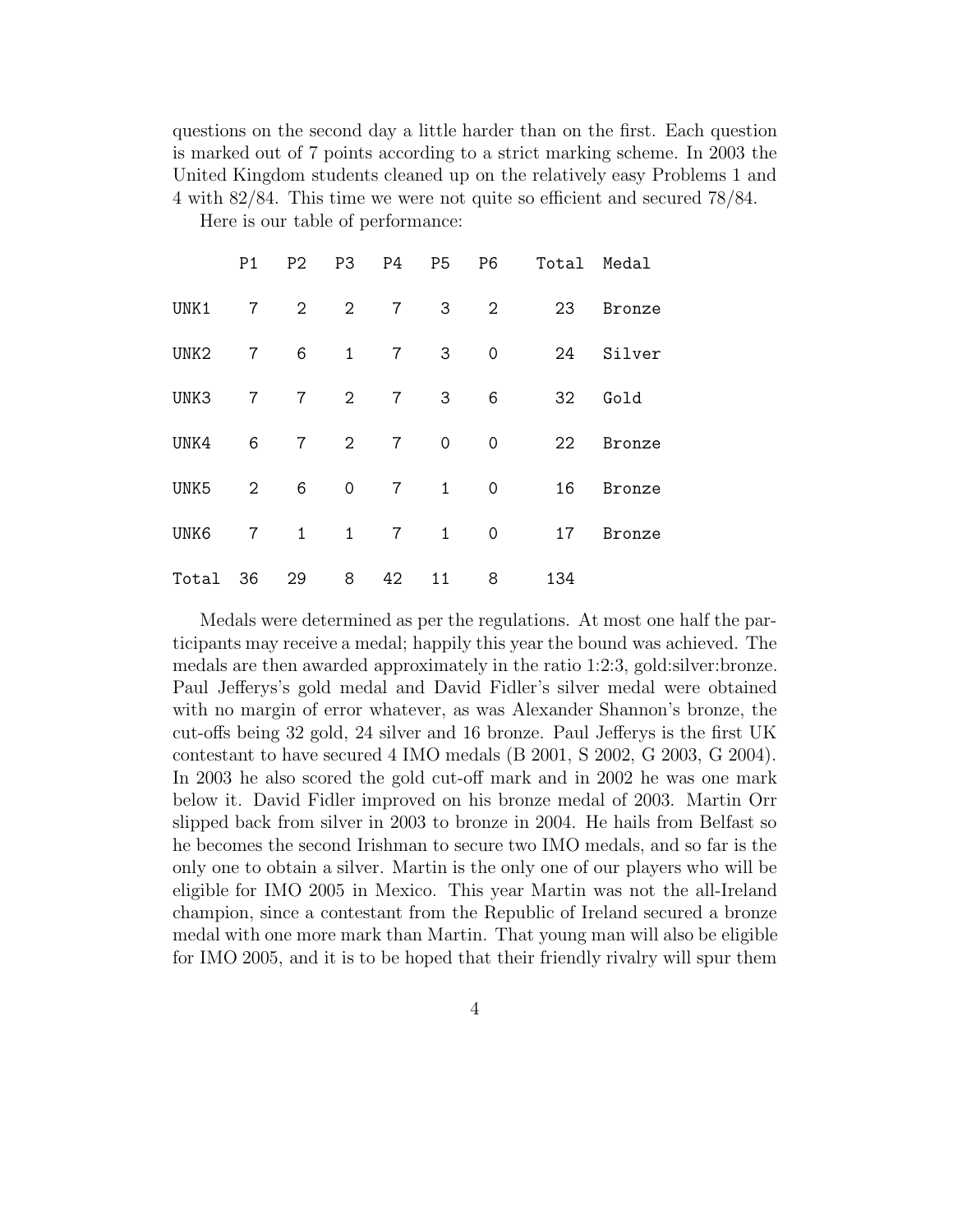questions on the second day a little harder than on the first. Each question is marked out of 7 points according to a strict marking scheme. In 2003 the United Kingdom students cleaned up on the relatively easy Problems 1 and 4 with 82/84. This time we were not quite so efficient and secured 78/84.

Here is our table of performance:

| | P1 | P2 | P3 | P4 | P5 | P6 | Total | Medal |
|---|---|---|---|---|---|---|---|---|
| UNK1 | 7 | 2 | 2 | 7 | 3 | 2 | 23 | Bronze |
| UNK2 | 7 | 6 | 1 | 7 | 3 | 0 | 24 | Silver |
| UNK3 | 7 | 7 | 2 | 7 | 3 | 6 | 32 | Gold |
| UNK4 | 6 | 7 | 2 | 7 | 0 | 0 | 22 | Bronze |
| UNK5 | 2 | 6 | 0 | 7 | 1 | 0 | 16 | Bronze |
| UNK6 | 7 | 1 | 1 | 7 | 1 | 0 | 17 | Bronze |
| Total | 36 | 29 | 8 | 42 | 11 | 8 | 134 | |

Medals were determined as per the regulations. At most one half the participants may receive a medal; happily this year the bound was achieved. The medals are then awarded approximately in the ratio 1:2:3, gold:silver:bronze. Paul Jefferys's gold medal and David Fidler's silver medal were obtained with no margin of error whatever, as was Alexander Shannon's bronze, the cut-offs being 32 gold, 24 silver and 16 bronze. Paul Jefferys is the first UK contestant to have secured 4 IMO medals (B 2001, S 2002, G 2003, G 2004). In 2003 he also scored the gold cut-off mark and in 2002 he was one mark below it. David Fidler improved on his bronze medal of 2003. Martin Orr slipped back from silver in 2003 to bronze in 2004. He hails from Belfast so he becomes the second Irishman to secure two IMO medals, and so far is the only one to obtain a silver. Martin is the only one of our players who will be eligible for IMO 2005 in Mexico. This year Martin was not the all-Ireland champion, since a contestant from the Republic of Ireland secured a bronze medal with one more mark than Martin. That young man will also be eligible for IMO 2005, and it is to be hoped that their friendly rivalry will spur them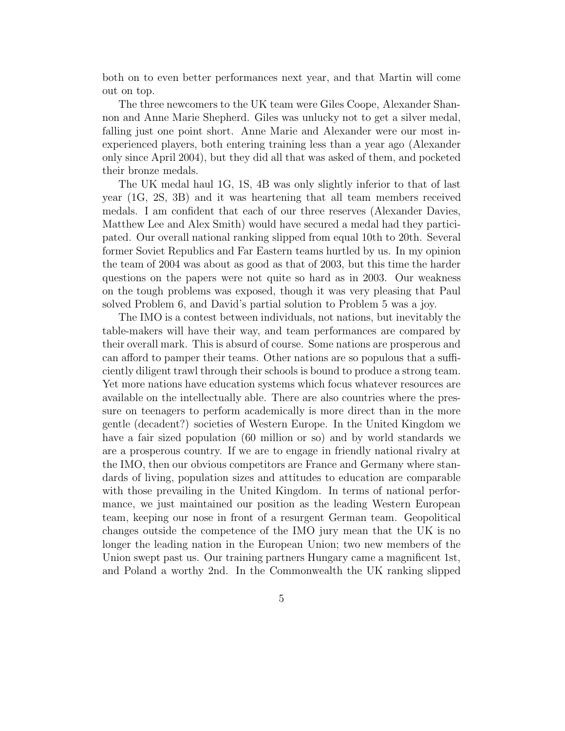both on to even better performances next year, and that Martin will come out on top.

The three newcomers to the UK team were Giles Coope, Alexander Shannon and Anne Marie Shepherd. Giles was unlucky not to get a silver medal, falling just one point short. Anne Marie and Alexander were our most inexperienced players, both entering training less than a year ago (Alexander only since April 2004), but they did all that was asked of them, and pocketed their bronze medals.

The UK medal haul 1G, 1S, 4B was only slightly inferior to that of last year (1G, 2S, 3B) and it was heartening that all team members received medals. I am confident that each of our three reserves (Alexander Davies, Matthew Lee and Alex Smith) would have secured a medal had they participated. Our overall national ranking slipped from equal 10th to 20th. Several former Soviet Republics and Far Eastern teams hurtled by us. In my opinion the team of 2004 was about as good as that of 2003, but this time the harder questions on the papers were not quite so hard as in 2003. Our weakness on the tough problems was exposed, though it was very pleasing that Paul solved Problem 6, and David's partial solution to Problem 5 was a joy.

The IMO is a contest between individuals, not nations, but inevitably the table-makers will have their way, and team performances are compared by their overall mark. This is absurd of course. Some nations are prosperous and can afford to pamper their teams. Other nations are so populous that a sufficiently diligent trawl through their schools is bound to produce a strong team. Yet more nations have education systems which focus whatever resources are available on the intellectually able. There are also countries where the pressure on teenagers to perform academically is more direct than in the more gentle (decadent?) societies of Western Europe. In the United Kingdom we have a fair sized population (60 million or so) and by world standards we are a prosperous country. If we are to engage in friendly national rivalry at the IMO, then our obvious competitors are France and Germany where standards of living, population sizes and attitudes to education are comparable with those prevailing in the United Kingdom. In terms of national performance, we just maintained our position as the leading Western European team, keeping our nose in front of a resurgent German team. Geopolitical changes outside the competence of the IMO jury mean that the UK is no longer the leading nation in the European Union; two new members of the Union swept past us. Our training partners Hungary came a magnificent 1st, and Poland a worthy 2nd. In the Commonwealth the UK ranking slipped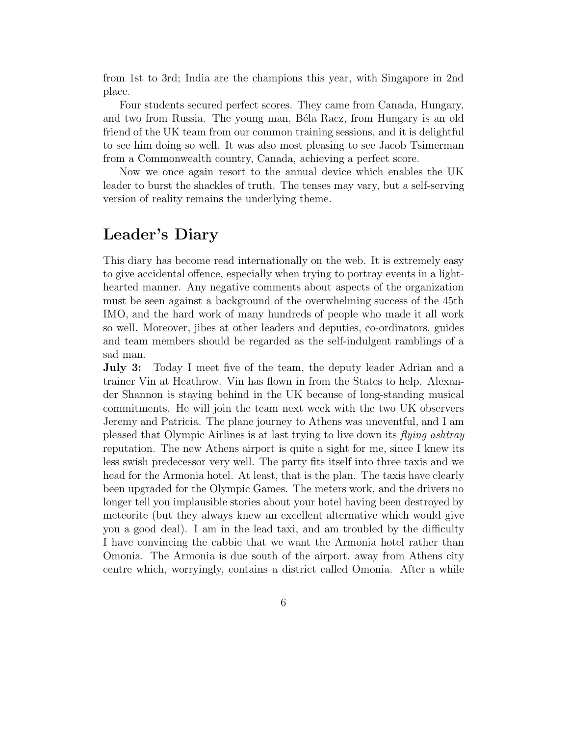from 1st to 3rd; India are the champions this year, with Singapore in 2nd place.

Four students secured perfect scores. They came from Canada, Hungary, and two from Russia. The young man, Béla Racz, from Hungary is an old friend of the UK team from our common training sessions, and it is delightful to see him doing so well. It was also most pleasing to see Jacob Tsimerman from a Commonwealth country, Canada, achieving a perfect score.

Now we once again resort to the annual device which enables the UK leader to burst the shackles of truth. The tenses may vary, but a self-serving version of reality remains the underlying theme.

## Leader's Diary

This diary has become read internationally on the web. It is extremely easy to give accidental offence, especially when trying to portray events in a light-hearted manner. Any negative comments about aspects of the organization must be seen against a background of the overwhelming success of the 45th IMO, and the hard work of many hundreds of people who made it all work so well. Moreover, jibes at other leaders and deputies, co-ordinators, guides and team members should be regarded as the self-indulgent ramblings of a sad man.

**July 3:** Today I meet five of the team, the deputy leader Adrian and a trainer Vin at Heathrow. Vin has flown in from the States to help. Alexander Shannon is staying behind in the UK because of long-standing musical commitments. He will join the team next week with the two UK observers Jeremy and Patricia. The plane journey to Athens was uneventful, and I am pleased that Olympic Airlines is at last trying to live down its *flying ashtray* reputation. The new Athens airport is quite a sight for me, since I knew its less swish predecessor very well. The party fits itself into three taxis and we head for the Armonia hotel. At least, that is the plan. The taxis have clearly been upgraded for the Olympic Games. The meters work, and the drivers no longer tell you implausible stories about your hotel having been destroyed by meteorite (but they always knew an excellent alternative which would give you a good deal). I am in the lead taxi, and am troubled by the difficulty I have convincing the cabbie that we want the Armonia hotel rather than Omonia. The Armonia is due south of the airport, away from Athens city centre which, worryingly, contains a district called Omonia. After a while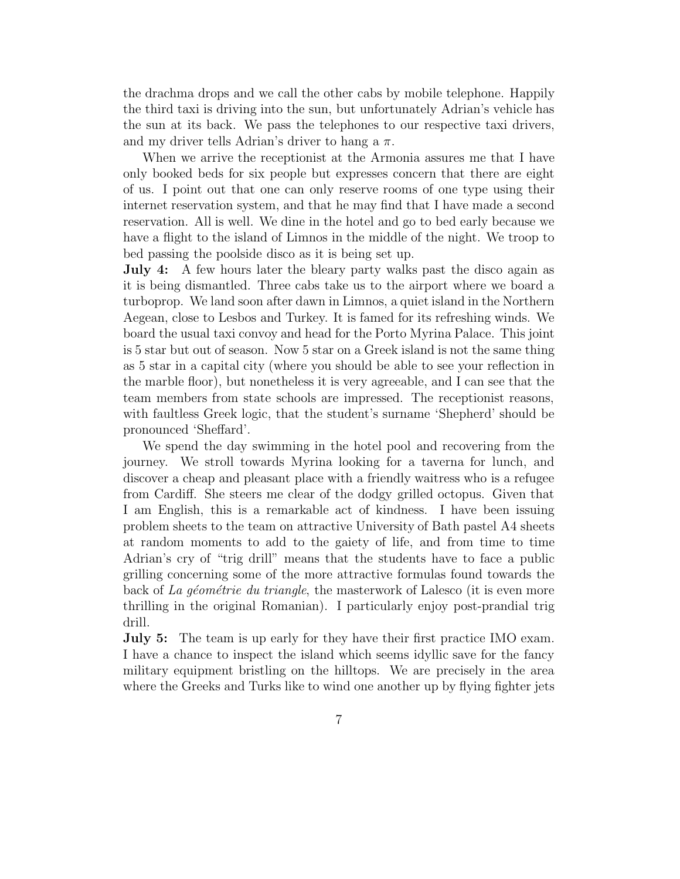the drachma drops and we call the other cabs by mobile telephone. Happily the third taxi is driving into the sun, but unfortunately Adrian's vehicle has the sun at its back. We pass the telephones to our respective taxi drivers, and my driver tells Adrian's driver to hang a $\pi$.

When we arrive the receptionist at the Armonia assures me that I have only booked beds for six people but expresses concern that there are eight of us. I point out that one can only reserve rooms of one type using their internet reservation system, and that he may find that I have made a second reservation. All is well. We dine in the hotel and go to bed early because we have a flight to the island of Limnos in the middle of the night. We troop to bed passing the poolside disco as it is being set up.

**July 4:** A few hours later the bleary party walks past the disco again as it is being dismantled. Three cabs take us to the airport where we board a turboprop. We land soon after dawn in Limnos, a quiet island in the Northern Aegean, close to Lesbos and Turkey. It is famed for its refreshing winds. We board the usual taxi convoy and head for the Porto Myrina Palace. This joint is 5 star but out of season. Now 5 star on a Greek island is not the same thing as 5 star in a capital city (where you should be able to see your reflection in the marble floor), but nonetheless it is very agreeable, and I can see that the team members from state schools are impressed. The receptionist reasons, with faultless Greek logic, that the student's surname 'Shepherd' should be pronounced 'Sheffard'.

We spend the day swimming in the hotel pool and recovering from the journey. We stroll towards Myrina looking for a taverna for lunch, and discover a cheap and pleasant place with a friendly waitress who is a refugee from Cardiff. She steers me clear of the dodgy grilled octopus. Given that I am English, this is a remarkable act of kindness. I have been issuing problem sheets to the team on attractive University of Bath pastel A4 sheets at random moments to add to the gaiety of life, and from time to time Adrian's cry of "trig drill" means that the students have to face a public grilling concerning some of the more attractive formulas found towards the back of *La géométrie du triangle*, the masterwork of Lalesco (it is even more thrilling in the original Romanian). I particularly enjoy post-prandial trig drill.

**July 5:** The team is up early for they have their first practice IMO exam. I have a chance to inspect the island which seems idyllic save for the fancy military equipment bristling on the hilltops. We are precisely in the area where the Greeks and Turks like to wind one another up by flying fighter jets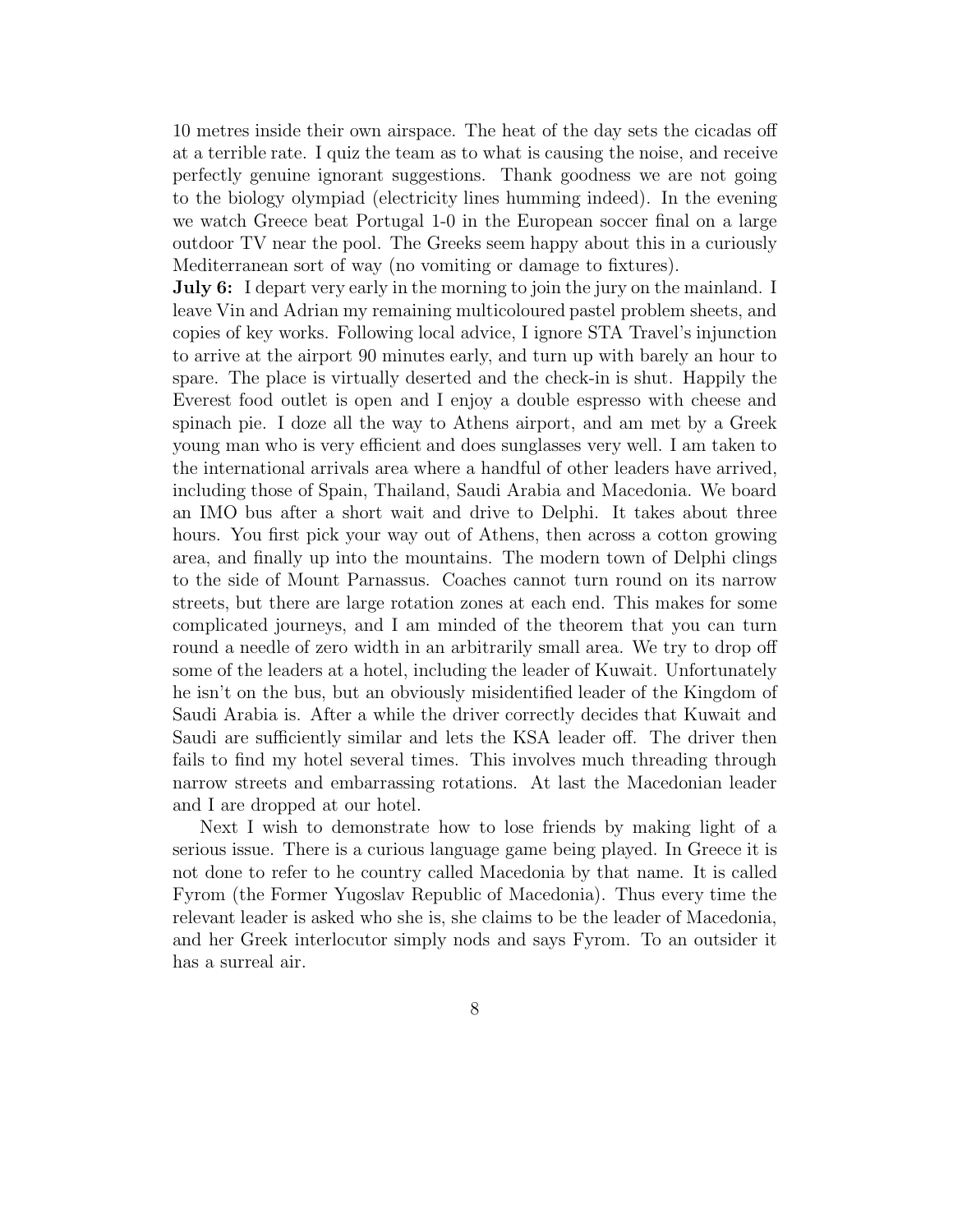10 metres inside their own airspace. The heat of the day sets the cicadas off at a terrible rate. I quiz the team as to what is causing the noise, and receive perfectly genuine ignorant suggestions. Thank goodness we are not going to the biology olympiad (electricity lines humming indeed). In the evening we watch Greece beat Portugal 1-0 in the European soccer final on a large outdoor TV near the pool. The Greeks seem happy about this in a curiously Mediterranean sort of way (no vomiting or damage to fixtures).

**July 6:** I depart very early in the morning to join the jury on the mainland. I leave Vin and Adrian my remaining multicoloured pastel problem sheets, and copies of key works. Following local advice, I ignore STA Travel's injunction to arrive at the airport 90 minutes early, and turn up with barely an hour to spare. The place is virtually deserted and the check-in is shut. Happily the Everest food outlet is open and I enjoy a double espresso with cheese and spinach pie. I doze all the way to Athens airport, and am met by a Greek young man who is very efficient and does sunglasses very well. I am taken to the international arrivals area where a handful of other leaders have arrived, including those of Spain, Thailand, Saudi Arabia and Macedonia. We board an IMO bus after a short wait and drive to Delphi. It takes about three hours. You first pick your way out of Athens, then across a cotton growing area, and finally up into the mountains. The modern town of Delphi clings to the side of Mount Parnassus. Coaches cannot turn round on its narrow streets, but there are large rotation zones at each end. This makes for some complicated journeys, and I am minded of the theorem that you can turn round a needle of zero width in an arbitrarily small area. We try to drop off some of the leaders at a hotel, including the leader of Kuwait. Unfortunately he isn't on the bus, but an obviously misidentified leader of the Kingdom of Saudi Arabia is. After a while the driver correctly decides that Kuwait and Saudi are sufficiently similar and lets the KSA leader off. The driver then fails to find my hotel several times. This involves much threading through narrow streets and embarrassing rotations. At last the Macedonian leader and I are dropped at our hotel.

Next I wish to demonstrate how to lose friends by making light of a serious issue. There is a curious language game being played. In Greece it is not done to refer to he country called Macedonia by that name. It is called Fyrom (the Former Yugoslav Republic of Macedonia). Thus every time the relevant leader is asked who she is, she claims to be the leader of Macedonia, and her Greek interlocutor simply nods and says Fyrom. To an outsider it has a surreal air.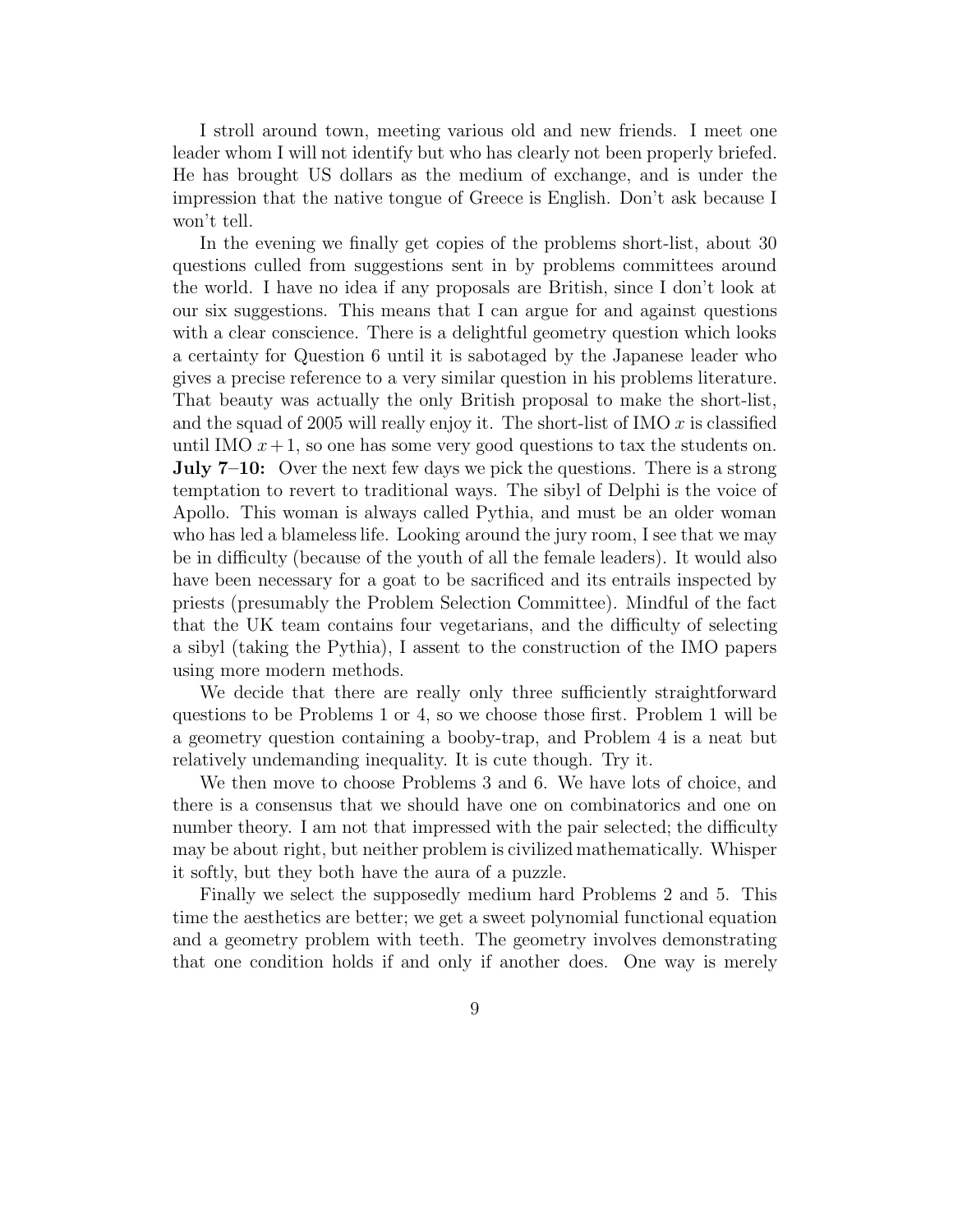I stroll around town, meeting various old and new friends. I meet one leader whom I will not identify but who has clearly not been properly briefed. He has brought US dollars as the medium of exchange, and is under the impression that the native tongue of Greece is English. Don't ask because I won't tell.

In the evening we finally get copies of the problems short-list, about 30 questions culled from suggestions sent in by problems committees around the world. I have no idea if any proposals are British, since I don't look at our six suggestions. This means that I can argue for and against questions with a clear conscience. There is a delightful geometry question which looks a certainty for Question 6 until it is sabotaged by the Japanese leader who gives a precise reference to a very similar question in his problems literature. That beauty was actually the only British proposal to make the short-list, and the squad of 2005 will really enjoy it. The short-list of IMO $x$ is classified until IMO $x+1$, so one has some very good questions to tax the students on.

**July 7–10:** Over the next few days we pick the questions. There is a strong temptation to revert to traditional ways. The sibyl of Delphi is the voice of Apollo. This woman is always called Pythia, and must be an older woman who has led a blameless life. Looking around the jury room, I see that we may be in difficulty (because of the youth of all the female leaders). It would also have been necessary for a goat to be sacrificed and its entrails inspected by priests (presumably the Problem Selection Committee). Mindful of the fact that the UK team contains four vegetarians, and the difficulty of selecting a sibyl (taking the Pythia), I assent to the construction of the IMO papers using more modern methods.

We decide that there are really only three sufficiently straightforward questions to be Problems 1 or 4, so we choose those first. Problem 1 will be a geometry question containing a booby-trap, and Problem 4 is a neat but relatively undemanding inequality. It is cute though. Try it.

We then move to choose Problems 3 and 6. We have lots of choice, and there is a consensus that we should have one on combinatorics and one on number theory. I am not that impressed with the pair selected; the difficulty may be about right, but neither problem is civilized mathematically. Whisper it softly, but they both have the aura of a puzzle.

Finally we select the supposedly medium hard Problems 2 and 5. This time the aesthetics are better; we get a sweet polynomial functional equation and a geometry problem with teeth. The geometry involves demonstrating that one condition holds if and only if another does. One way is merely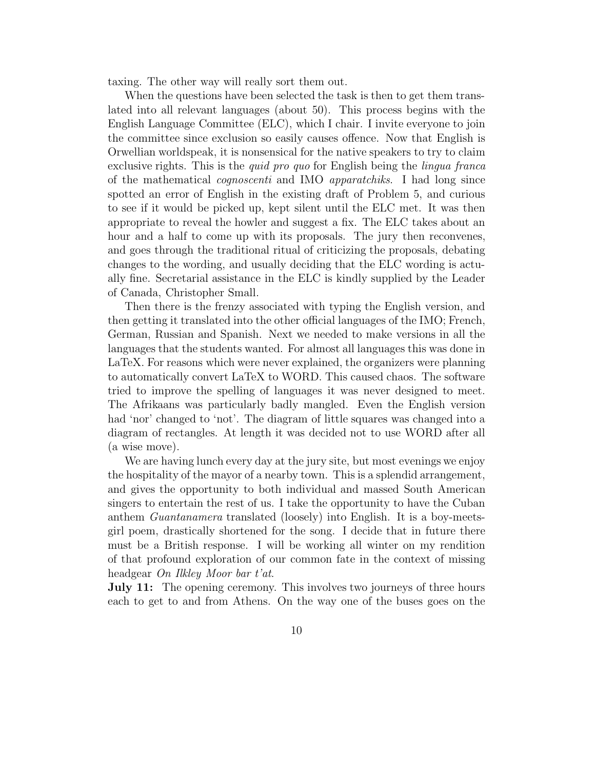taxing. The other way will really sort them out.

When the questions have been selected the task is then to get them translated into all relevant languages (about 50). This process begins with the English Language Committee (ELC), which I chair. I invite everyone to join the committee since exclusion so easily causes offence. Now that English is Orwellian worldspeak, it is nonsensical for the native speakers to try to claim exclusive rights. This is the *quid pro quo* for English being the *lingua franca* of the mathematical *cognoscenti* and IMO *apparatchiks*. I had long since spotted an error of English in the existing draft of Problem 5, and curious to see if it would be picked up, kept silent until the ELC met. It was then appropriate to reveal the howler and suggest a fix. The ELC takes about an hour and a half to come up with its proposals. The jury then reconvenes, and goes through the traditional ritual of criticizing the proposals, debating changes to the wording, and usually deciding that the ELC wording is actually fine. Secretarial assistance in the ELC is kindly supplied by the Leader of Canada, Christopher Small.

Then there is the frenzy associated with typing the English version, and then getting it translated into the other official languages of the IMO; French, German, Russian and Spanish. Next we needed to make versions in all the languages that the students wanted. For almost all languages this was done in LaTeX. For reasons which were never explained, the organizers were planning to automatically convert LaTeX to WORD. This caused chaos. The software tried to improve the spelling of languages it was never designed to meet. The Afrikaans was particularly badly mangled. Even the English version had 'nor' changed to 'not'. The diagram of little squares was changed into a diagram of rectangles. At length it was decided not to use WORD after all (a wise move).

We are having lunch every day at the jury site, but most evenings we enjoy the hospitality of the mayor of a nearby town. This is a splendid arrangement, and gives the opportunity to both individual and massed South American singers to entertain the rest of us. I take the opportunity to have the Cuban anthem *Guantanamera* translated (loosely) into English. It is a boy-meets-girl poem, drastically shortened for the song. I decide that in future there must be a British response. I will be working all winter on my rendition of that profound exploration of our common fate in the context of missing headgear *On Ilkley Moor bar t'at*.

**July 11:** The opening ceremony. This involves two journeys of three hours each to get to and from Athens. On the way one of the buses goes on the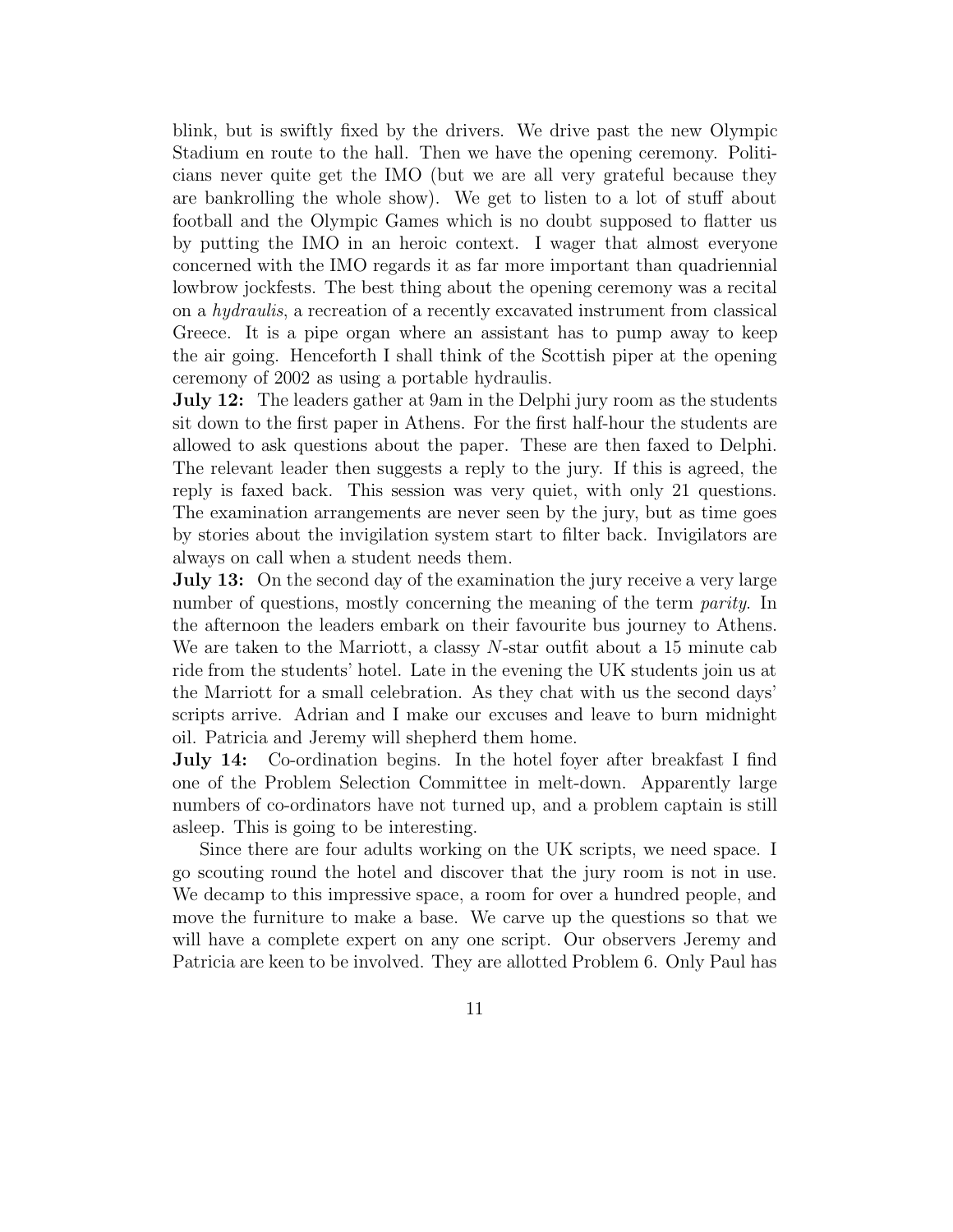blink, but is swiftly fixed by the drivers. We drive past the new Olympic Stadium en route to the hall. Then we have the opening ceremony. Politicians never quite get the IMO (but we are all very grateful because they are bankrolling the whole show). We get to listen to a lot of stuff about football and the Olympic Games which is no doubt supposed to flatter us by putting the IMO in an heroic context. I wager that almost everyone concerned with the IMO regards it as far more important than quadriennial lowbrow jockfests. The best thing about the opening ceremony was a recital on a *hydraulis*, a recreation of a recently excavated instrument from classical Greece. It is a pipe organ where an assistant has to pump away to keep the air going. Henceforth I shall think of the Scottish piper at the opening ceremony of 2002 as using a portable hydraulis.

**July 12:** The leaders gather at 9am in the Delphi jury room as the students sit down to the first paper in Athens. For the first half-hour the students are allowed to ask questions about the paper. These are then faxed to Delphi. The relevant leader then suggests a reply to the jury. If this is agreed, the reply is faxed back. This session was very quiet, with only 21 questions. The examination arrangements are never seen by the jury, but as time goes by stories about the invigilation system start to filter back. Invigilators are always on call when a student needs them.

**July 13:** On the second day of the examination the jury receive a very large number of questions, mostly concerning the meaning of the term *parity*. In the afternoon the leaders embark on their favourite bus journey to Athens. We are taken to the Marriott, a classy $N$-star outfit about a 15 minute cab ride from the students' hotel. Late in the evening the UK students join us at the Marriott for a small celebration. As they chat with us the second days' scripts arrive. Adrian and I make our excuses and leave to burn midnight oil. Patricia and Jeremy will shepherd them home.

**July 14:** Co-ordination begins. In the hotel foyer after breakfast I find one of the Problem Selection Committee in melt-down. Apparently large numbers of co-ordinators have not turned up, and a problem captain is still asleep. This is going to be interesting.

Since there are four adults working on the UK scripts, we need space. I go scouting round the hotel and discover that the jury room is not in use. We decamp to this impressive space, a room for over a hundred people, and move the furniture to make a base. We carve up the questions so that we will have a complete expert on any one script. Our observers Jeremy and Patricia are keen to be involved. They are allotted Problem 6. Only Paul has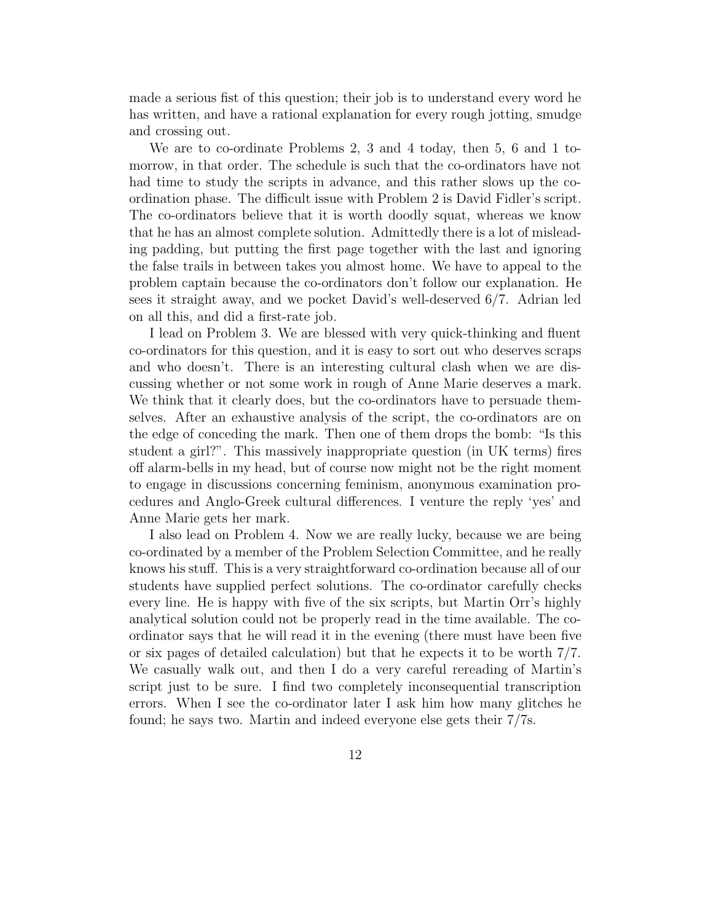made a serious fist of this question; their job is to understand every word he has written, and have a rational explanation for every rough jotting, smudge and crossing out.

We are to co-ordinate Problems 2, 3 and 4 today, then 5, 6 and 1 tomorrow, in that order. The schedule is such that the co-ordinators have not had time to study the scripts in advance, and this rather slows up the co-ordination phase. The difficult issue with Problem 2 is David Fidler's script. The co-ordinators believe that it is worth doodly squat, whereas we know that he has an almost complete solution. Admittedly there is a lot of misleading padding, but putting the first page together with the last and ignoring the false trails in between takes you almost home. We have to appeal to the problem captain because the co-ordinators don't follow our explanation. He sees it straight away, and we pocket David's well-deserved 6/7. Adrian led on all this, and did a first-rate job.

I lead on Problem 3. We are blessed with very quick-thinking and fluent co-ordinators for this question, and it is easy to sort out who deserves scraps and who doesn't. There is an interesting cultural clash when we are discussing whether or not some work in rough of Anne Marie deserves a mark. We think that it clearly does, but the co-ordinators have to persuade themselves. After an exhaustive analysis of the script, the co-ordinators are on the edge of conceding the mark. Then one of them drops the bomb: "Is this student a girl?". This massively inappropriate question (in UK terms) fires off alarm-bells in my head, but of course now might not be the right moment to engage in discussions concerning feminism, anonymous examination procedures and Anglo-Greek cultural differences. I venture the reply 'yes' and Anne Marie gets her mark.

I also lead on Problem 4. Now we are really lucky, because we are being co-ordinated by a member of the Problem Selection Committee, and he really knows his stuff. This is a very straightforward co-ordination because all of our students have supplied perfect solutions. The co-ordinator carefully checks every line. He is happy with five of the six scripts, but Martin Orr's highly analytical solution could not be properly read in the time available. The co-ordinator says that he will read it in the evening (there must have been five or six pages of detailed calculation) but that he expects it to be worth 7/7. We casually walk out, and then I do a very careful rereading of Martin's script just to be sure. I find two completely inconsequential transcription errors. When I see the co-ordinator later I ask him how many glitches he found; he says two. Martin and indeed everyone else gets their 7/7s.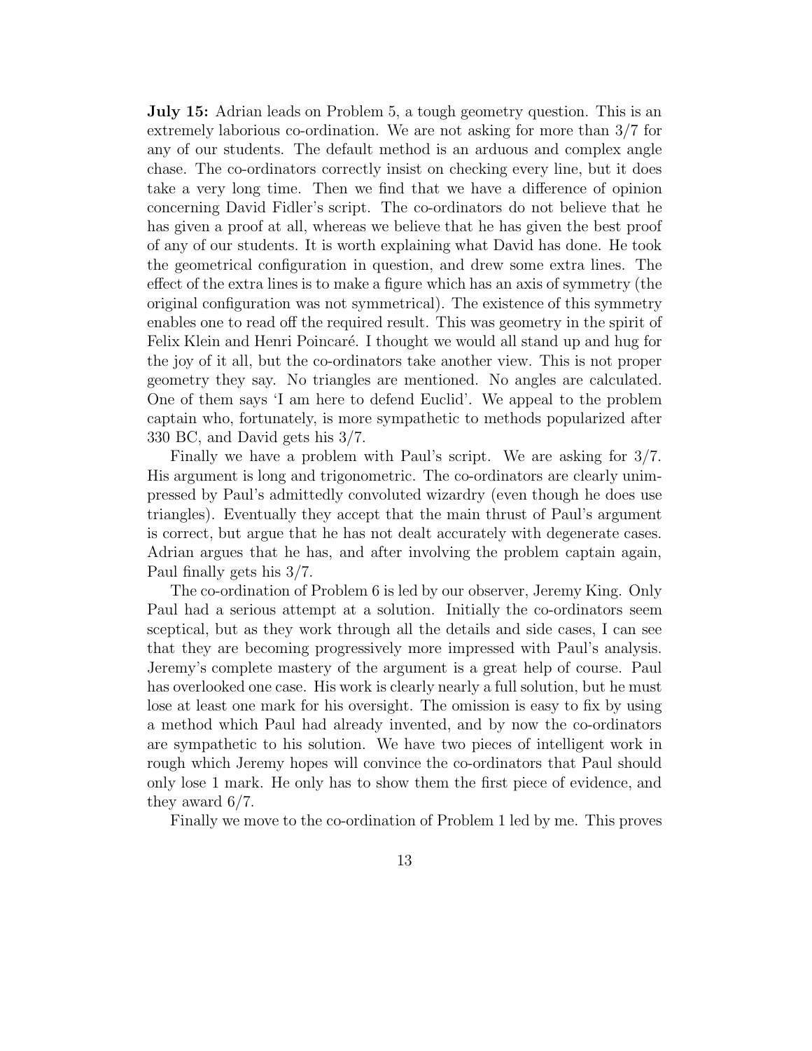**July 15:** Adrian leads on Problem 5, a tough geometry question. This is an extremely laborious co-ordination. We are not asking for more than 3/7 for any of our students. The default method is an arduous and complex angle chase. The co-ordinators correctly insist on checking every line, but it does take a very long time. Then we find that we have a difference of opinion concerning David Fidler's script. The co-ordinators do not believe that he has given a proof at all, whereas we believe that he has given the best proof of any of our students. It is worth explaining what David has done. He took the geometrical configuration in question, and drew some extra lines. The effect of the extra lines is to make a figure which has an axis of symmetry (the original configuration was not symmetrical). The existence of this symmetry enables one to read off the required result. This was geometry in the spirit of Felix Klein and Henri Poincaré. I thought we would all stand up and hug for the joy of it all, but the co-ordinators take another view. This is not proper geometry they say. No triangles are mentioned. No angles are calculated. One of them says 'I am here to defend Euclid'. We appeal to the problem captain who, fortunately, is more sympathetic to methods popularized after 330 BC, and David gets his 3/7.

Finally we have a problem with Paul's script. We are asking for 3/7. His argument is long and trigonometric. The co-ordinators are clearly unimpressed by Paul's admittedly convoluted wizardry (even though he does use triangles). Eventually they accept that the main thrust of Paul's argument is correct, but argue that he has not dealt accurately with degenerate cases. Adrian argues that he has, and after involving the problem captain again, Paul finally gets his 3/7.

The co-ordination of Problem 6 is led by our observer, Jeremy King. Only Paul had a serious attempt at a solution. Initially the co-ordinators seem sceptical, but as they work through all the details and side cases, I can see that they are becoming progressively more impressed with Paul's analysis. Jeremy's complete mastery of the argument is a great help of course. Paul has overlooked one case. His work is clearly nearly a full solution, but he must lose at least one mark for his oversight. The omission is easy to fix by using a method which Paul had already invented, and by now the co-ordinators are sympathetic to his solution. We have two pieces of intelligent work in rough which Jeremy hopes will convince the co-ordinators that Paul should only lose 1 mark. He only has to show them the first piece of evidence, and they award 6/7.

Finally we move to the co-ordination of Problem 1 led by me. This proves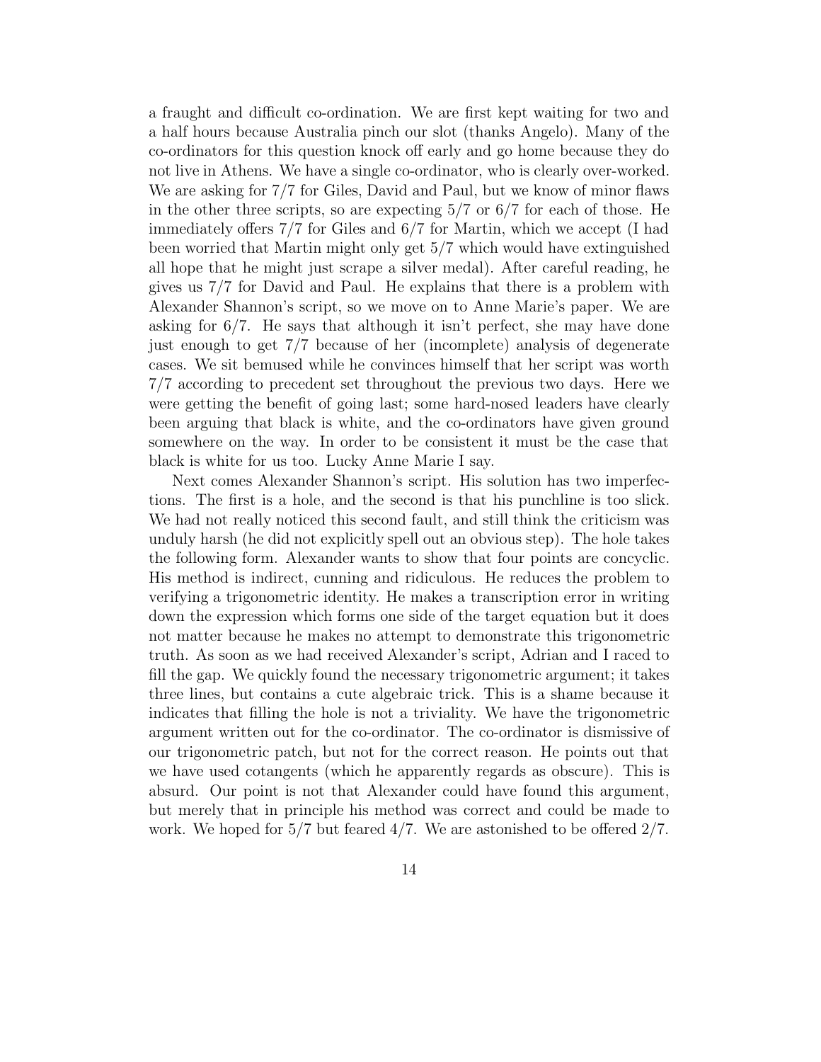a fraught and difficult co-ordination. We are first kept waiting for two and a half hours because Australia pinch our slot (thanks Angelo). Many of the co-ordinators for this question knock off early and go home because they do not live in Athens. We have a single co-ordinator, who is clearly over-worked. We are asking for 7/7 for Giles, David and Paul, but we know of minor flaws in the other three scripts, so are expecting 5/7 or 6/7 for each of those. He immediately offers 7/7 for Giles and 6/7 for Martin, which we accept (I had been worried that Martin might only get 5/7 which would have extinguished all hope that he might just scrape a silver medal). After careful reading, he gives us 7/7 for David and Paul. He explains that there is a problem with Alexander Shannon's script, so we move on to Anne Marie's paper. We are asking for 6/7. He says that although it isn't perfect, she may have done just enough to get 7/7 because of her (incomplete) analysis of degenerate cases. We sit bemused while he convinces himself that her script was worth 7/7 according to precedent set throughout the previous two days. Here we were getting the benefit of going last; some hard-nosed leaders have clearly been arguing that black is white, and the co-ordinators have given ground somewhere on the way. In order to be consistent it must be the case that black is white for us too. Lucky Anne Marie I say.

Next comes Alexander Shannon's script. His solution has two imperfections. The first is a hole, and the second is that his punchline is too slick. We had not really noticed this second fault, and still think the criticism was unduly harsh (he did not explicitly spell out an obvious step). The hole takes the following form. Alexander wants to show that four points are concyclic. His method is indirect, cunning and ridiculous. He reduces the problem to verifying a trigonometric identity. He makes a transcription error in writing down the expression which forms one side of the target equation but it does not matter because he makes no attempt to demonstrate this trigonometric truth. As soon as we had received Alexander's script, Adrian and I raced to fill the gap. We quickly found the necessary trigonometric argument; it takes three lines, but contains a cute algebraic trick. This is a shame because it indicates that filling the hole is not a triviality. We have the trigonometric argument written out for the co-ordinator. The co-ordinator is dismissive of our trigonometric patch, but not for the correct reason. He points out that we have used cotangents (which he apparently regards as obscure). This is absurd. Our point is not that Alexander could have found this argument, but merely that in principle his method was correct and could be made to work. We hoped for 5/7 but feared 4/7. We are astonished to be offered 2/7.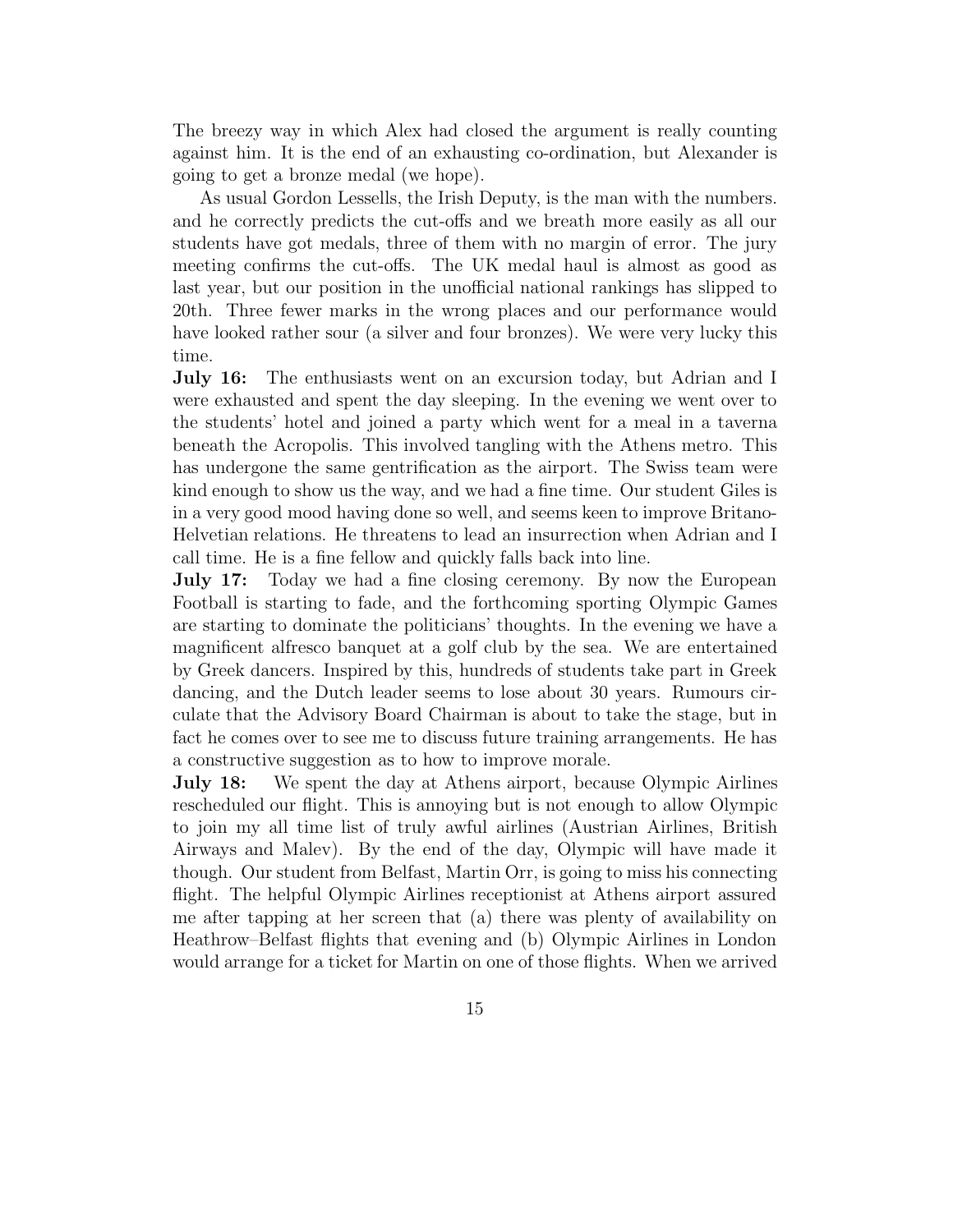The breezy way in which Alex had closed the argument is really counting against him. It is the end of an exhausting co-ordination, but Alexander is going to get a bronze medal (we hope).

As usual Gordon Lessells, the Irish Deputy, is the man with the numbers. and he correctly predicts the cut-offs and we breath more easily as all our students have got medals, three of them with no margin of error. The jury meeting confirms the cut-offs. The UK medal haul is almost as good as last year, but our position in the unofficial national rankings has slipped to 20th. Three fewer marks in the wrong places and our performance would have looked rather sour (a silver and four bronzes). We were very lucky this time.

**July 16:** The enthusiasts went on an excursion today, but Adrian and I were exhausted and spent the day sleeping. In the evening we went over to the students' hotel and joined a party which went for a meal in a taverna beneath the Acropolis. This involved tangling with the Athens metro. This has undergone the same gentrification as the airport. The Swiss team were kind enough to show us the way, and we had a fine time. Our student Giles is in a very good mood having done so well, and seems keen to improve Britano-Helvetian relations. He threatens to lead an insurrection when Adrian and I call time. He is a fine fellow and quickly falls back into line.

**July 17:** Today we had a fine closing ceremony. By now the European Football is starting to fade, and the forthcoming sporting Olympic Games are starting to dominate the politicians' thoughts. In the evening we have a magnificent alfresco banquet at a golf club by the sea. We are entertained by Greek dancers. Inspired by this, hundreds of students take part in Greek dancing, and the Dutch leader seems to lose about 30 years. Rumours circulate that the Advisory Board Chairman is about to take the stage, but in fact he comes over to see me to discuss future training arrangements. He has a constructive suggestion as to how to improve morale.

**July 18:** We spent the day at Athens airport, because Olympic Airlines rescheduled our flight. This is annoying but is not enough to allow Olympic to join my all time list of truly awful airlines (Austrian Airlines, British Airways and Malev). By the end of the day, Olympic will have made it though. Our student from Belfast, Martin Orr, is going to miss his connecting flight. The helpful Olympic Airlines receptionist at Athens airport assured me after tapping at her screen that (a) there was plenty of availability on Heathrow–Belfast flights that evening and (b) Olympic Airlines in London would arrange for a ticket for Martin on one of those flights. When we arrived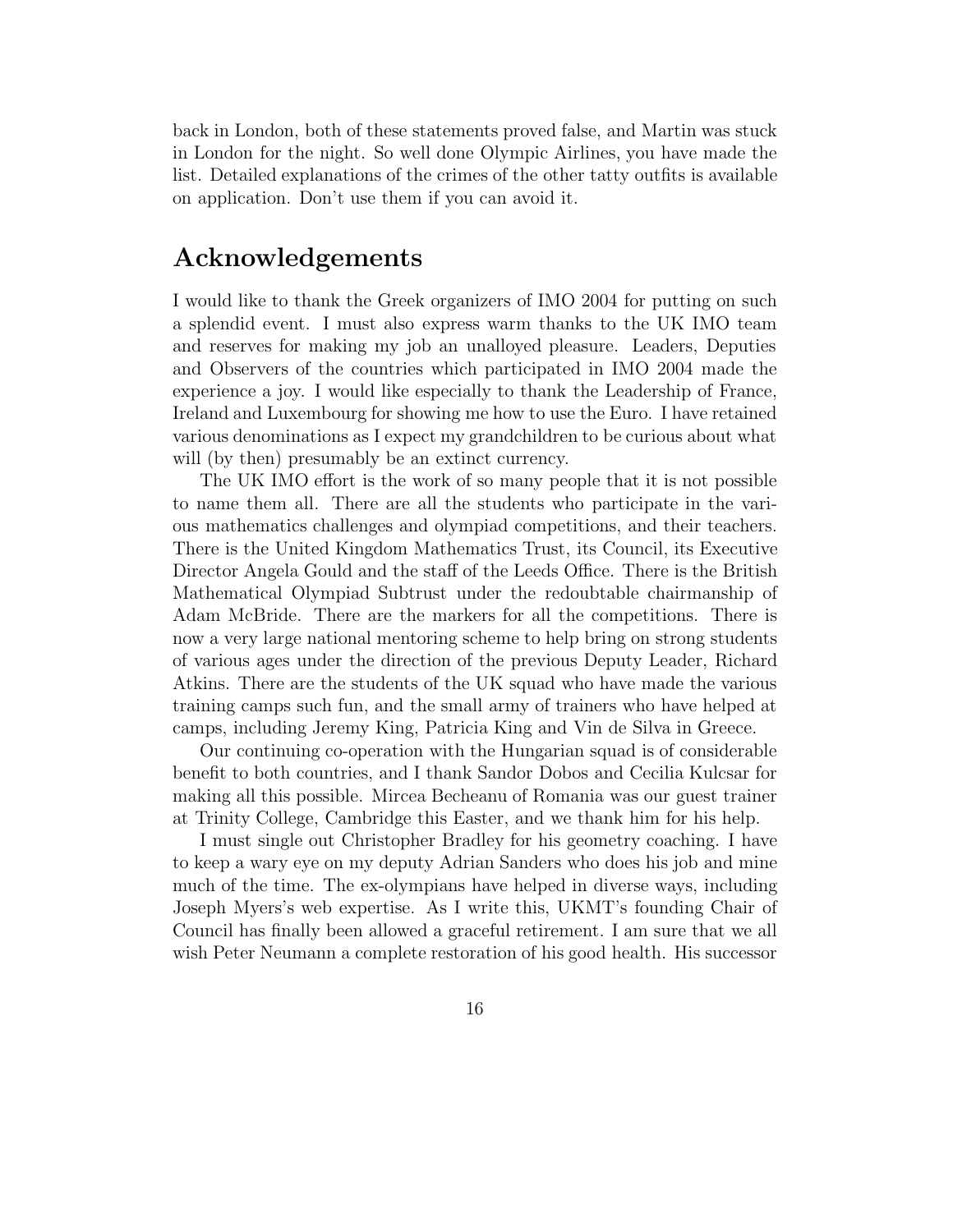back in London, both of these statements proved false, and Martin was stuck in London for the night. So well done Olympic Airlines, you have made the list. Detailed explanations of the crimes of the other tatty outfits is available on application. Don't use them if you can avoid it.

## Acknowledgements

I would like to thank the Greek organizers of IMO 2004 for putting on such a splendid event. I must also express warm thanks to the UK IMO team and reserves for making my job an unalloyed pleasure. Leaders, Deputies and Observers of the countries which participated in IMO 2004 made the experience a joy. I would like especially to thank the Leadership of France, Ireland and Luxembourg for showing me how to use the Euro. I have retained various denominations as I expect my grandchildren to be curious about what will (by then) presumably be an extinct currency.

The UK IMO effort is the work of so many people that it is not possible to name them all. There are all the students who participate in the various mathematics challenges and olympiad competitions, and their teachers. There is the United Kingdom Mathematics Trust, its Council, its Executive Director Angela Gould and the staff of the Leeds Office. There is the British Mathematical Olympiad Subtrust under the redoubtable chairmanship of Adam McBride. There are the markers for all the competitions. There is now a very large national mentoring scheme to help bring on strong students of various ages under the direction of the previous Deputy Leader, Richard Atkins. There are the students of the UK squad who have made the various training camps such fun, and the small army of trainers who have helped at camps, including Jeremy King, Patricia King and Vin de Silva in Greece.

Our continuing co-operation with the Hungarian squad is of considerable benefit to both countries, and I thank Sandor Dobos and Cecilia Kulcsar for making all this possible. Mircea Becheanu of Romania was our guest trainer at Trinity College, Cambridge this Easter, and we thank him for his help.

I must single out Christopher Bradley for his geometry coaching. I have to keep a wary eye on my deputy Adrian Sanders who does his job and mine much of the time. The ex-olympians have helped in diverse ways, including Joseph Myers's web expertise. As I write this, UKMT's founding Chair of Council has finally been allowed a graceful retirement. I am sure that we all wish Peter Neumann a complete restoration of his good health. His successor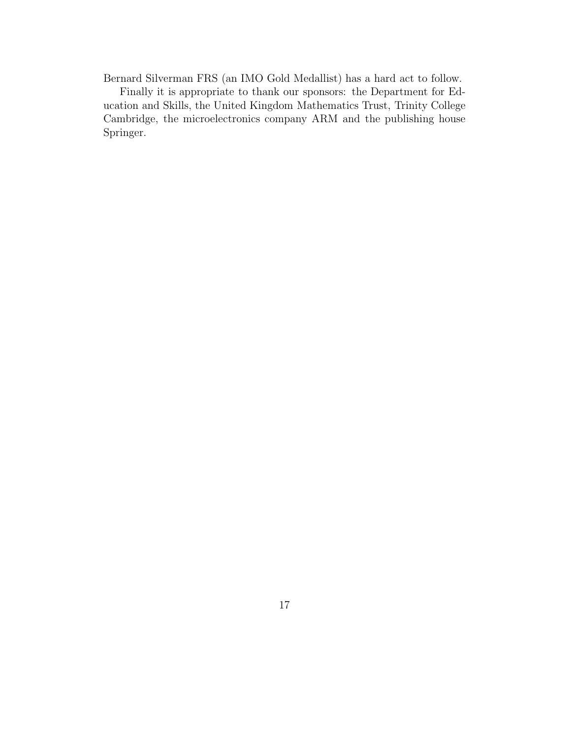Bernard Silverman FRS (an IMO Gold Medallist) has a hard act to follow.

Finally it is appropriate to thank our sponsors: the Department for Education and Skills, the United Kingdom Mathematics Trust, Trinity College Cambridge, the microelectronics company ARM and the publishing house Springer.